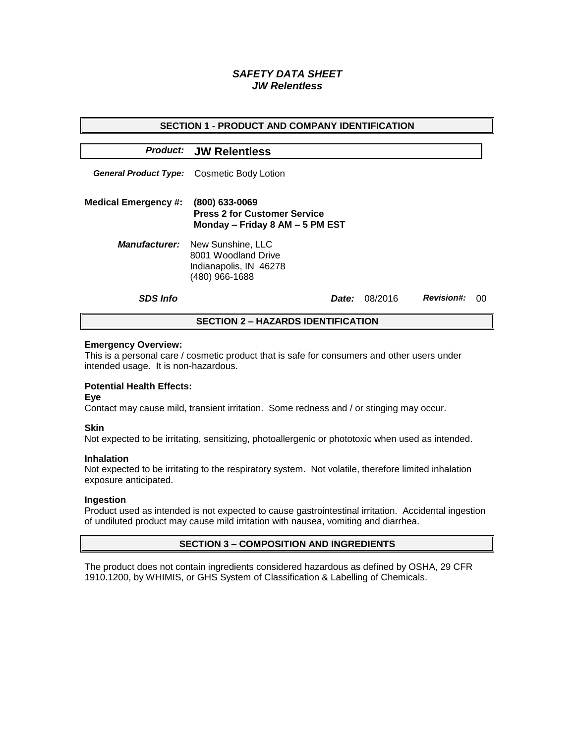# *SAFETY DATA SHEET*
# *JW Relentless*

## SECTION 1 - PRODUCT AND COMPANY IDENTIFICATION

***Product:*** **JW Relentless**

***General Product Type:*** Cosmetic Body Lotion

**Medical Emergency #:** **(800) 633-0069**
**Press 2 for Customer Service**
**Monday – Friday 8 AM – 5 PM EST**

***Manufacturer:*** New Sunshine, LLC
8001 Woodland Drive
Indianapolis, IN 46278
(480) 966-1688

***SDS Info*** ***Date:*** 08/2016 ***Revision#:*** 00

## SECTION 2 – HAZARDS IDENTIFICATION

**Emergency Overview:**
This is a personal care / cosmetic product that is safe for consumers and other users under intended usage. It is non-hazardous.

**Potential Health Effects:**

**Eye**
Contact may cause mild, transient irritation. Some redness and / or stinging may occur.

**Skin**
Not expected to be irritating, sensitizing, photoallergenic or phototoxic when used as intended.

**Inhalation**
Not expected to be irritating to the respiratory system. Not volatile, therefore limited inhalation exposure anticipated.

**Ingestion**
Product used as intended is not expected to cause gastrointestinal irritation. Accidental ingestion of undiluted product may cause mild irritation with nausea, vomiting and diarrhea.

## SECTION 3 – COMPOSITION AND INGREDIENTS

The product does not contain ingredients considered hazardous as defined by OSHA, 29 CFR 1910.1200, by WHIMIS, or GHS System of Classification & Labelling of Chemicals.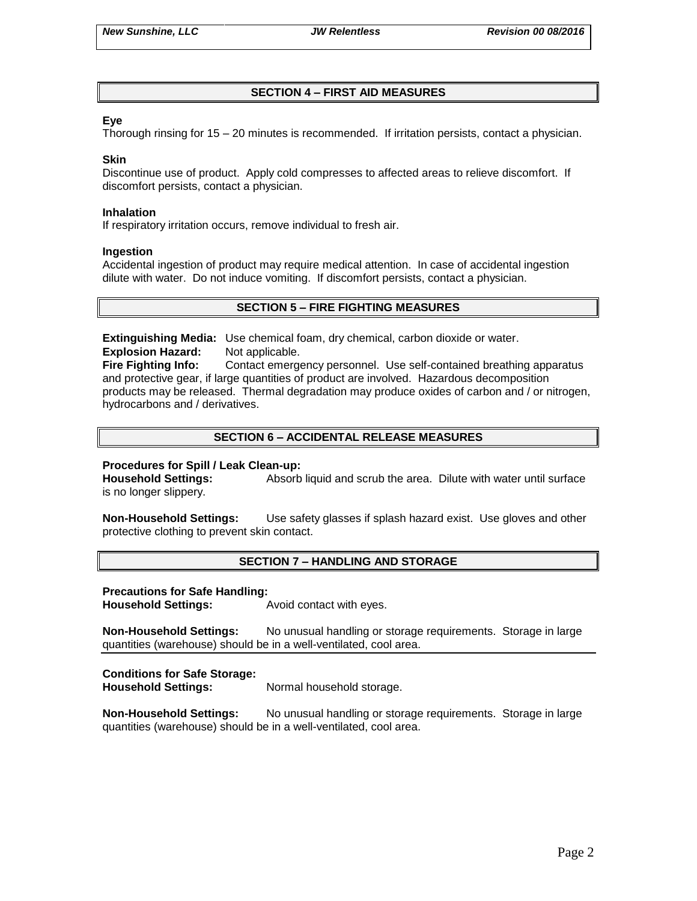## SECTION 4 – FIRST AID MEASURES

**Eye**
Thorough rinsing for 15 – 20 minutes is recommended. If irritation persists, contact a physician.

**Skin**
Discontinue use of product. Apply cold compresses to affected areas to relieve discomfort. If discomfort persists, contact a physician.

**Inhalation**
If respiratory irritation occurs, remove individual to fresh air.

**Ingestion**
Accidental ingestion of product may require medical attention. In case of accidental ingestion dilute with water. Do not induce vomiting. If discomfort persists, contact a physician.

## SECTION 5 – FIRE FIGHTING MEASURES

**Extinguishing Media:** Use chemical foam, dry chemical, carbon dioxide or water.
**Explosion Hazard:** Not applicable.
**Fire Fighting Info:** Contact emergency personnel. Use self-contained breathing apparatus and protective gear, if large quantities of product are involved. Hazardous decomposition products may be released. Thermal degradation may produce oxides of carbon and / or nitrogen, hydrocarbons and / derivatives.

## SECTION 6 – ACCIDENTAL RELEASE MEASURES

**Procedures for Spill / Leak Clean-up:**
**Household Settings:** Absorb liquid and scrub the area. Dilute with water until surface is no longer slippery.

**Non-Household Settings:** Use safety glasses if splash hazard exist. Use gloves and other protective clothing to prevent skin contact.

## SECTION 7 – HANDLING AND STORAGE

**Precautions for Safe Handling:**
**Household Settings:** Avoid contact with eyes.

**Non-Household Settings:** No unusual handling or storage requirements. Storage in large quantities (warehouse) should be in a well-ventilated, cool area.

**Conditions for Safe Storage:**
**Household Settings:** Normal household storage.

**Non-Household Settings:** No unusual handling or storage requirements. Storage in large quantities (warehouse) should be in a well-ventilated, cool area.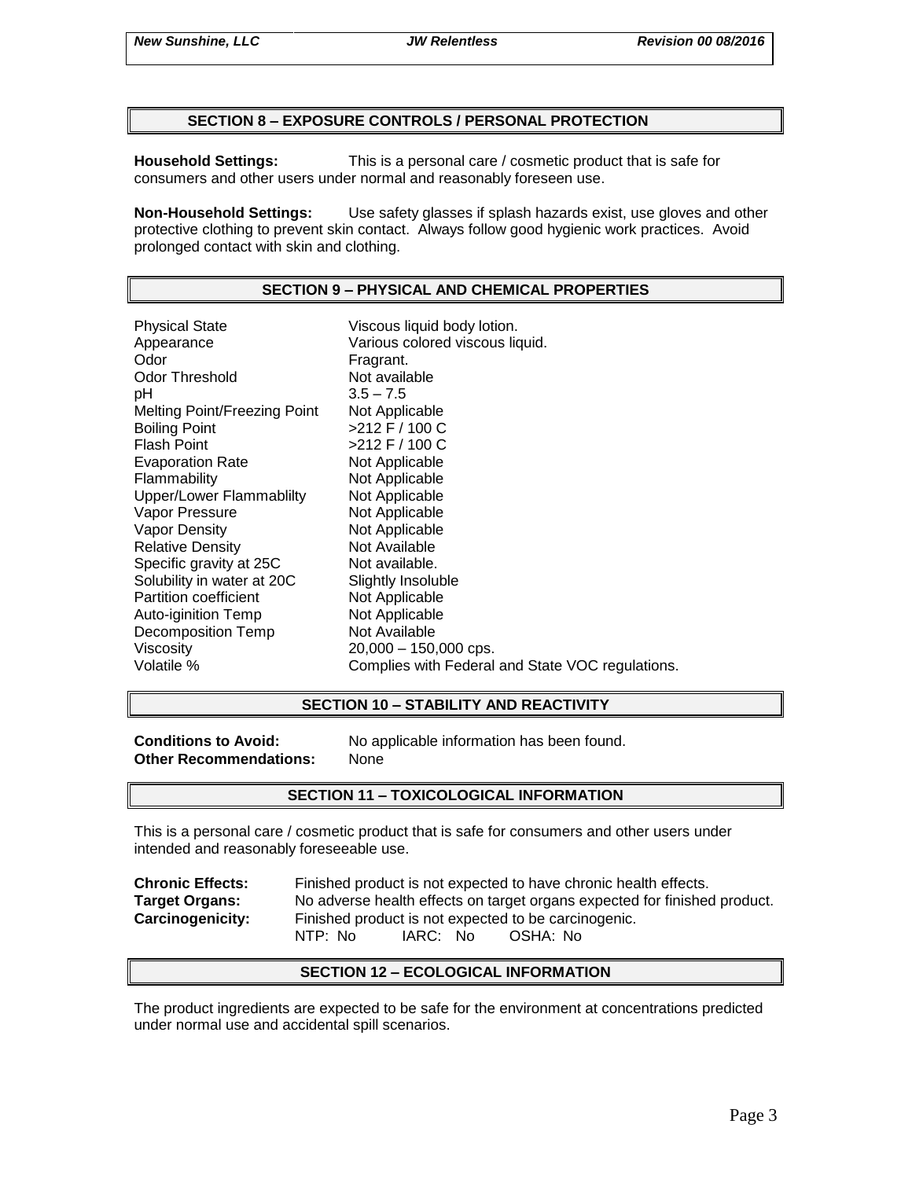## SECTION 8 – EXPOSURE CONTROLS / PERSONAL PROTECTION

**Household Settings:** This is a personal care / cosmetic product that is safe for consumers and other users under normal and reasonably foreseen use.

**Non-Household Settings:** Use safety glasses if splash hazards exist, use gloves and other protective clothing to prevent skin contact. Always follow good hygienic work practices. Avoid prolonged contact with skin and clothing.

## SECTION 9 – PHYSICAL AND CHEMICAL PROPERTIES

| | |
|---|---|
| Physical State | Viscous liquid body lotion. |
| Appearance | Various colored viscous liquid. |
| Odor | Fragrant. |
| Odor Threshold | Not available |
| pH | 3.5 – 7.5 |
| Melting Point/Freezing Point | Not Applicable |
| Boiling Point | >212 F / 100 C |
| Flash Point | >212 F / 100 C |
| Evaporation Rate | Not Applicable |
| Flammability | Not Applicable |
| Upper/Lower Flammablilty | Not Applicable |
| Vapor Pressure | Not Applicable |
| Vapor Density | Not Applicable |
| Relative Density | Not Available |
| Specific gravity at 25C | Not available. |
| Solubility in water at 20C | Slightly Insoluble |
| Partition coefficient | Not Applicable |
| Auto-iginition Temp | Not Applicable |
| Decomposition Temp | Not Available |
| Viscosity | 20,000 – 150,000 cps. |
| Volatile % | Complies with Federal and State VOC regulations. |

## SECTION 10 – STABILITY AND REACTIVITY

**Conditions to Avoid:** No applicable information has been found.
**Other Recommendations:** None

## SECTION 11 – TOXICOLOGICAL INFORMATION

This is a personal care / cosmetic product that is safe for consumers and other users under intended and reasonably foreseeable use.

**Chronic Effects:** Finished product is not expected to have chronic health effects.
**Target Organs:** No adverse health effects on target organs expected for finished product.
**Carcinogenicity:** Finished product is not expected to be carcinogenic.
NTP: No IARC: No OSHA: No

## SECTION 12 – ECOLOGICAL INFORMATION

The product ingredients are expected to be safe for the environment at concentrations predicted under normal use and accidental spill scenarios.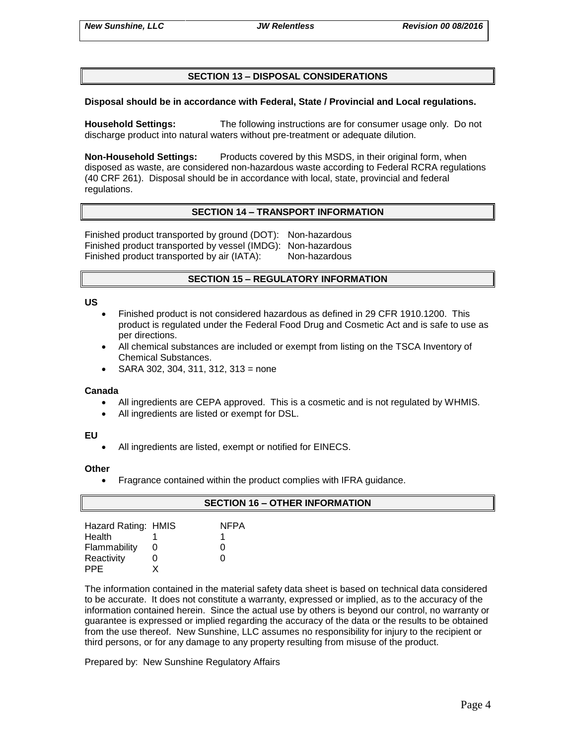## SECTION 13 – DISPOSAL CONSIDERATIONS

**Disposal should be in accordance with Federal, State / Provincial and Local regulations.**

**Household Settings:** The following instructions are for consumer usage only. Do not discharge product into natural waters without pre-treatment or adequate dilution.

**Non-Household Settings:** Products covered by this MSDS, in their original form, when disposed as waste, are considered non-hazardous waste according to Federal RCRA regulations (40 CRF 261). Disposal should be in accordance with local, state, provincial and federal regulations.

## SECTION 14 – TRANSPORT INFORMATION

| | |
|---|---|
| Finished product transported by ground (DOT): | Non-hazardous |
| Finished product transported by vessel (IMDG): | Non-hazardous |
| Finished product transported by air (IATA): | Non-hazardous |

## SECTION 15 – REGULATORY INFORMATION

**US**

- Finished product is not considered hazardous as defined in 29 CFR 1910.1200. This product is regulated under the Federal Food Drug and Cosmetic Act and is safe to use as per directions.
- All chemical substances are included or exempt from listing on the TSCA Inventory of Chemical Substances.
- SARA 302, 304, 311, 312, 313 = none

**Canada**

- All ingredients are CEPA approved. This is a cosmetic and is not regulated by WHMIS.
- All ingredients are listed or exempt for DSL.

**EU**

- All ingredients are listed, exempt or notified for EINECS.

**Other**

- Fragrance contained within the product complies with IFRA guidance.

## SECTION 16 – OTHER INFORMATION

| Hazard Rating: | HMIS | NFPA |
|---|---|---|
| Health | 1 | 1 |
| Flammability | 0 | 0 |
| Reactivity | 0 | 0 |
| PPE | X | |

The information contained in the material safety data sheet is based on technical data considered to be accurate. It does not constitute a warranty, expressed or implied, as to the accuracy of the information contained herein. Since the actual use by others is beyond our control, no warranty or guarantee is expressed or implied regarding the accuracy of the data or the results to be obtained from the use thereof. New Sunshine, LLC assumes no responsibility for injury to the recipient or third persons, or for any damage to any property resulting from misuse of the product.

Prepared by: New Sunshine Regulatory Affairs